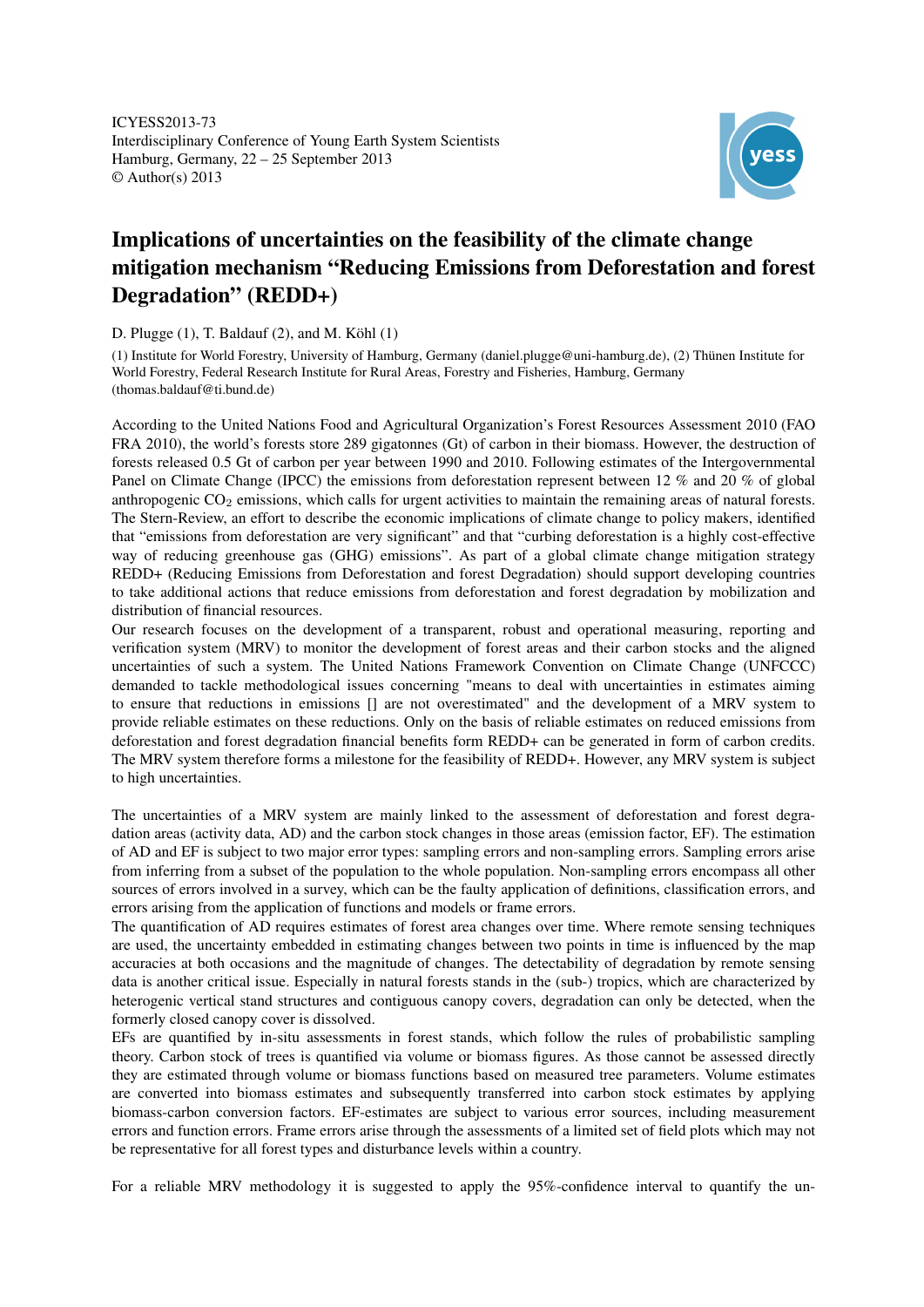ICYESS2013-73
Interdisciplinary Conference of Young Earth System Scientists
Hamburg, Germany, 22 – 25 September 2013
© Author(s) 2013

# Implications of uncertainties on the feasibility of the climate change mitigation mechanism "Reducing Emissions from Deforestation and forest Degradation" (REDD+)

D. Plugge (1), T. Baldauf (2), and M. Köhl (1)

(1) Institute for World Forestry, University of Hamburg, Germany (daniel.plugge@uni-hamburg.de), (2) Thünen Institute for World Forestry, Federal Research Institute for Rural Areas, Forestry and Fisheries, Hamburg, Germany (thomas.baldauf@ti.bund.de)

According to the United Nations Food and Agricultural Organization's Forest Resources Assessment 2010 (FAO FRA 2010), the world's forests store 289 gigatonnes (Gt) of carbon in their biomass. However, the destruction of forests released 0.5 Gt of carbon per year between 1990 and 2010. Following estimates of the Intergovernmental Panel on Climate Change (IPCC) the emissions from deforestation represent between 12 % and 20 % of global anthropogenic $CO_2$ emissions, which calls for urgent activities to maintain the remaining areas of natural forests. The Stern-Review, an effort to describe the economic implications of climate change to policy makers, identified that "emissions from deforestation are very significant" and that "curbing deforestation is a highly cost-effective way of reducing greenhouse gas (GHG) emissions". As part of a global climate change mitigation strategy REDD+ (Reducing Emissions from Deforestation and forest Degradation) should support developing countries to take additional actions that reduce emissions from deforestation and forest degradation by mobilization and distribution of financial resources.

Our research focuses on the development of a transparent, robust and operational measuring, reporting and verification system (MRV) to monitor the development of forest areas and their carbon stocks and the aligned uncertainties of such a system. The United Nations Framework Convention on Climate Change (UNFCCC) demanded to tackle methodological issues concerning "means to deal with uncertainties in estimates aiming to ensure that reductions in emissions [] are not overestimated" and the development of a MRV system to provide reliable estimates on these reductions. Only on the basis of reliable estimates on reduced emissions from deforestation and forest degradation financial benefits form REDD+ can be generated in form of carbon credits. The MRV system therefore forms a milestone for the feasibility of REDD+. However, any MRV system is subject to high uncertainties.

The uncertainties of a MRV system are mainly linked to the assessment of deforestation and forest degradation areas (activity data, AD) and the carbon stock changes in those areas (emission factor, EF). The estimation of AD and EF is subject to two major error types: sampling errors and non-sampling errors. Sampling errors arise from inferring from a subset of the population to the whole population. Non-sampling errors encompass all other sources of errors involved in a survey, which can be the faulty application of definitions, classification errors, and errors arising from the application of functions and models or frame errors.

The quantification of AD requires estimates of forest area changes over time. Where remote sensing techniques are used, the uncertainty embedded in estimating changes between two points in time is influenced by the map accuracies at both occasions and the magnitude of changes. The detectability of degradation by remote sensing data is another critical issue. Especially in natural forests stands in the (sub-) tropics, which are characterized by heterogenic vertical stand structures and contiguous canopy covers, degradation can only be detected, when the formerly closed canopy cover is dissolved.

EFs are quantified by in-situ assessments in forest stands, which follow the rules of probabilistic sampling theory. Carbon stock of trees is quantified via volume or biomass figures. As those cannot be assessed directly they are estimated through volume or biomass functions based on measured tree parameters. Volume estimates are converted into biomass estimates and subsequently transferred into carbon stock estimates by applying biomass-carbon conversion factors. EF-estimates are subject to various error sources, including measurement errors and function errors. Frame errors arise through the assessments of a limited set of field plots which may not be representative for all forest types and disturbance levels within a country.

For a reliable MRV methodology it is suggested to apply the 95%-confidence interval to quantify the un-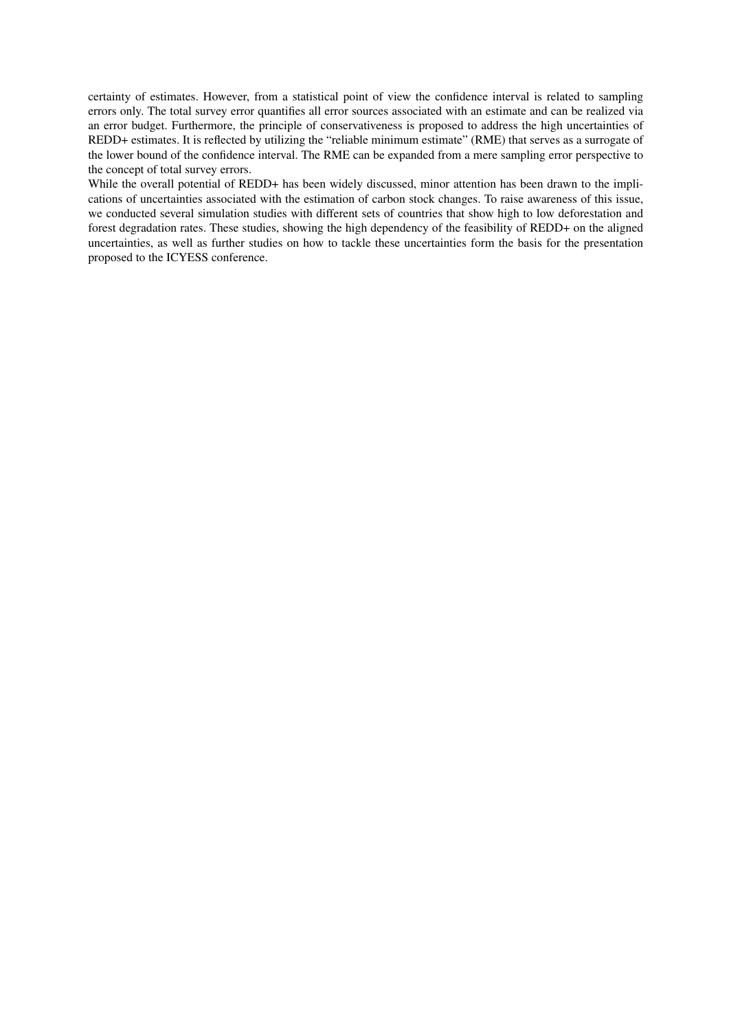certainty of estimates. However, from a statistical point of view the confidence interval is related to sampling errors only. The total survey error quantifies all error sources associated with an estimate and can be realized via an error budget. Furthermore, the principle of conservativeness is proposed to address the high uncertainties of REDD+ estimates. It is reflected by utilizing the "reliable minimum estimate" (RME) that serves as a surrogate of the lower bound of the confidence interval. The RME can be expanded from a mere sampling error perspective to the concept of total survey errors.

While the overall potential of REDD+ has been widely discussed, minor attention has been drawn to the implications of uncertainties associated with the estimation of carbon stock changes. To raise awareness of this issue, we conducted several simulation studies with different sets of countries that show high to low deforestation and forest degradation rates. These studies, showing the high dependency of the feasibility of REDD+ on the aligned uncertainties, as well as further studies on how to tackle these uncertainties form the basis for the presentation proposed to the ICYESS conference.